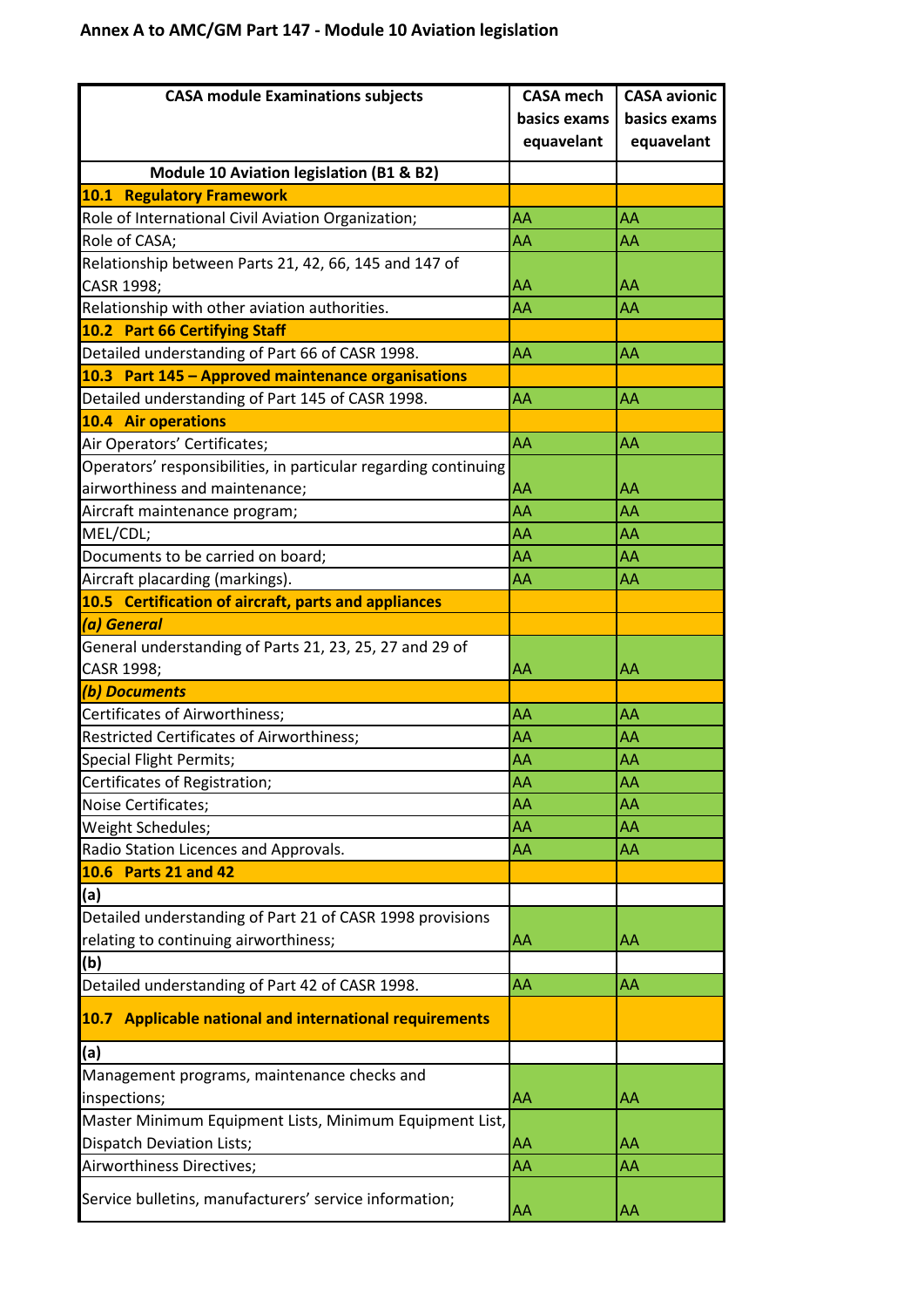## Annex A to AMC/GM Part 147 - Module 10 Aviation legislation

| CASA module Examinations subjects | CASA mech basics exams equavelant | CASA avionic basics exams equavelant |
|---|---|---|
| **Module 10 Aviation legislation (B1 & B2)** | | |
| **10.1 Regulatory Framework** | | |
| Role of International Civil Aviation Organization; | AA | AA |
| Role of CASA; | AA | AA |
| Relationship between Parts 21, 42, 66, 145 and 147 of CASR 1998; | AA | AA |
| Relationship with other aviation authorities. | AA | AA |
| **10.2 Part 66 Certifying Staff** | | |
| Detailed understanding of Part 66 of CASR 1998. | AA | AA |
| **10.3 Part 145 – Approved maintenance organisations** | | |
| Detailed understanding of Part 145 of CASR 1998. | AA | AA |
| **10.4 Air operations** | | |
| Air Operators' Certificates; | AA | AA |
| Operators' responsibilities, in particular regarding continuing airworthiness and maintenance; | AA | AA |
| Aircraft maintenance program; | AA | AA |
| MEL/CDL; | AA | AA |
| Documents to be carried on board; | AA | AA |
| Aircraft placarding (markings). | AA | AA |
| **10.5 Certification of aircraft, parts and appliances** | | |
| ***(a) General*** | | |
| General understanding of Parts 21, 23, 25, 27 and 29 of CASR 1998; | AA | AA |
| ***(b) Documents*** | | |
| Certificates of Airworthiness; | AA | AA |
| Restricted Certificates of Airworthiness; | AA | AA |
| Special Flight Permits; | AA | AA |
| Certificates of Registration; | AA | AA |
| Noise Certificates; | AA | AA |
| Weight Schedules; | AA | AA |
| Radio Station Licences and Approvals. | AA | AA |
| **10.6 Parts 21 and 42** | | |
| **(a)** | | |
| Detailed understanding of Part 21 of CASR 1998 provisions relating to continuing airworthiness; | AA | AA |
| **(b)** | | |
| Detailed understanding of Part 42 of CASR 1998. | AA | AA |
| **10.7 Applicable national and international requirements** | | |
| **(a)** | | |
| Management programs, maintenance checks and inspections; | AA | AA |
| Master Minimum Equipment Lists, Minimum Equipment List, Dispatch Deviation Lists; | AA | AA |
| Airworthiness Directives; | AA | AA |
| Service bulletins, manufacturers' service information; | AA | AA |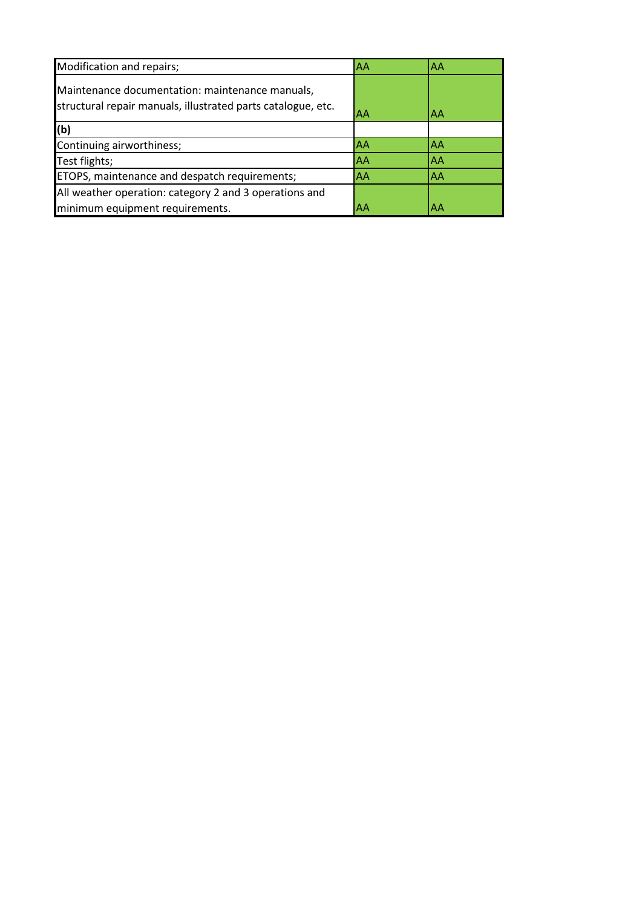| | | |
|---|---|---|
| Modification and repairs; | AA | AA |
| Maintenance documentation: maintenance manuals, structural repair manuals, illustrated parts catalogue, etc. | AA | AA |
| **(b)** | | |
| Continuing airworthiness; | AA | AA |
| Test flights; | AA | AA |
| ETOPS, maintenance and despatch requirements; | AA | AA |
| All weather operation: category 2 and 3 operations and minimum equipment requirements. | AA | AA |